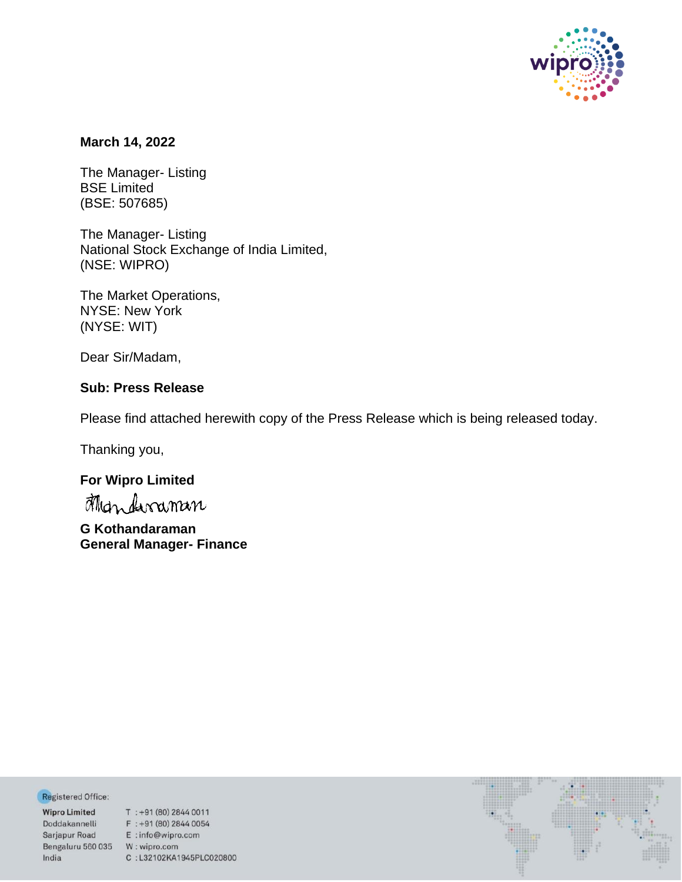**March 14, 2022**

The Manager- Listing
BSE Limited
(BSE: 507685)

The Manager- Listing
National Stock Exchange of India Limited,
(NSE: WIPRO)

The Market Operations,
NYSE: New York
(NYSE: WIT)

Dear Sir/Madam,

**Sub: Press Release**

Please find attached herewith copy of the Press Release which is being released today.

Thanking you,

**For Wipro Limited**

**G Kothandaraman**
**General Manager- Finance**

Registered Office:

**Wipro Limited**
Doddakannelli
Sarjapur Road
Bengaluru 560 035
India

T : +91 (80) 2844 0011
F : +91 (80) 2844 0054
E : info@wipro.com
W : wipro.com
C : L32102KA1945PLC020800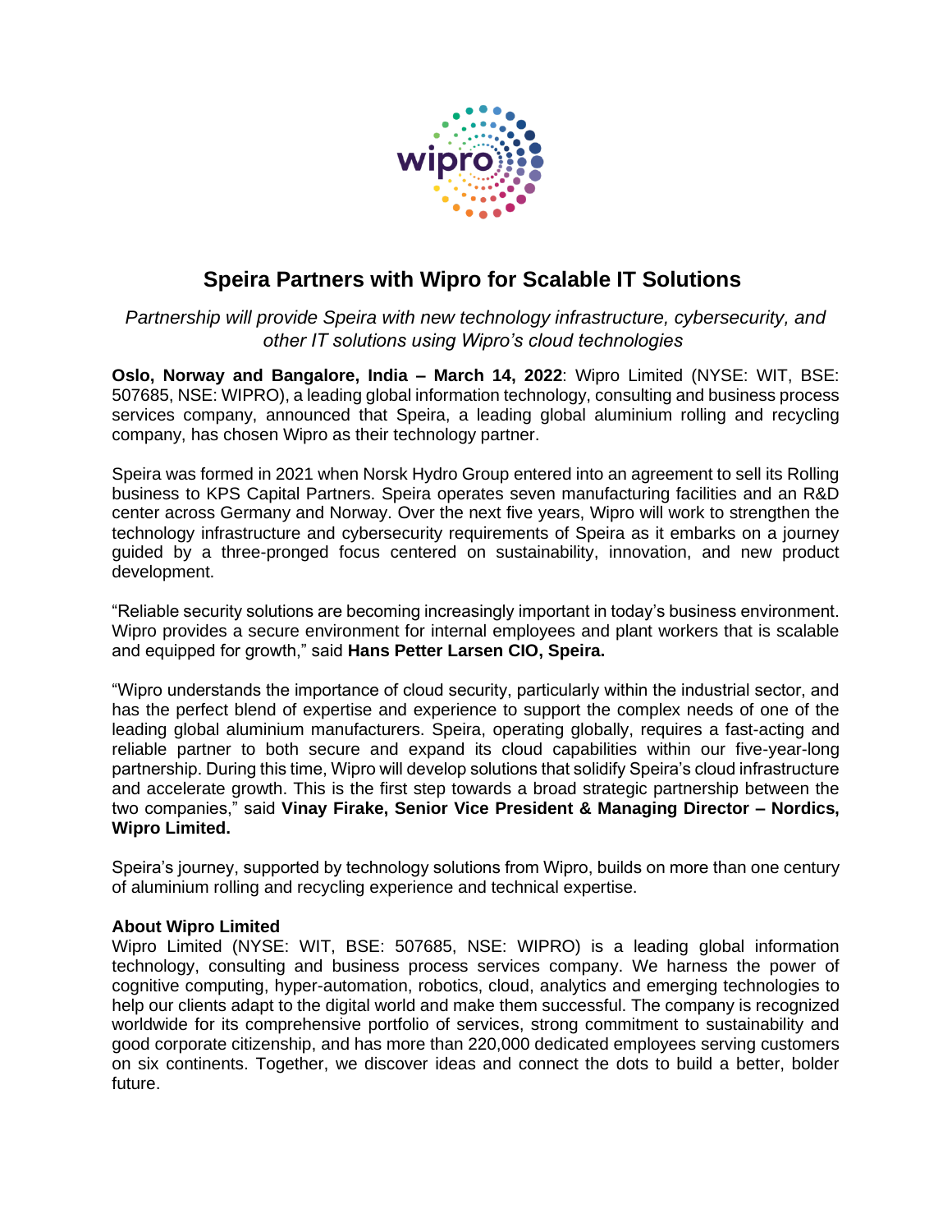# Speira Partners with Wipro for Scalable IT Solutions

*Partnership will provide Speira with new technology infrastructure, cybersecurity, and other IT solutions using Wipro's cloud technologies*

**Oslo, Norway and Bangalore, India – March 14, 2022**: Wipro Limited (NYSE: WIT, BSE: 507685, NSE: WIPRO), a leading global information technology, consulting and business process services company, announced that Speira, a leading global aluminium rolling and recycling company, has chosen Wipro as their technology partner.

Speira was formed in 2021 when Norsk Hydro Group entered into an agreement to sell its Rolling business to KPS Capital Partners. Speira operates seven manufacturing facilities and an R&D center across Germany and Norway. Over the next five years, Wipro will work to strengthen the technology infrastructure and cybersecurity requirements of Speira as it embarks on a journey guided by a three-pronged focus centered on sustainability, innovation, and new product development.

"Reliable security solutions are becoming increasingly important in today's business environment. Wipro provides a secure environment for internal employees and plant workers that is scalable and equipped for growth," said **Hans Petter Larsen CIO, Speira.**

"Wipro understands the importance of cloud security, particularly within the industrial sector, and has the perfect blend of expertise and experience to support the complex needs of one of the leading global aluminium manufacturers. Speira, operating globally, requires a fast-acting and reliable partner to both secure and expand its cloud capabilities within our five-year-long partnership. During this time, Wipro will develop solutions that solidify Speira's cloud infrastructure and accelerate growth. This is the first step towards a broad strategic partnership between the two companies," said **Vinay Firake, Senior Vice President & Managing Director – Nordics, Wipro Limited.**

Speira's journey, supported by technology solutions from Wipro, builds on more than one century of aluminium rolling and recycling experience and technical expertise.

**About Wipro Limited**
Wipro Limited (NYSE: WIT, BSE: 507685, NSE: WIPRO) is a leading global information technology, consulting and business process services company. We harness the power of cognitive computing, hyper-automation, robotics, cloud, analytics and emerging technologies to help our clients adapt to the digital world and make them successful. The company is recognized worldwide for its comprehensive portfolio of services, strong commitment to sustainability and good corporate citizenship, and has more than 220,000 dedicated employees serving customers on six continents. Together, we discover ideas and connect the dots to build a better, bolder future.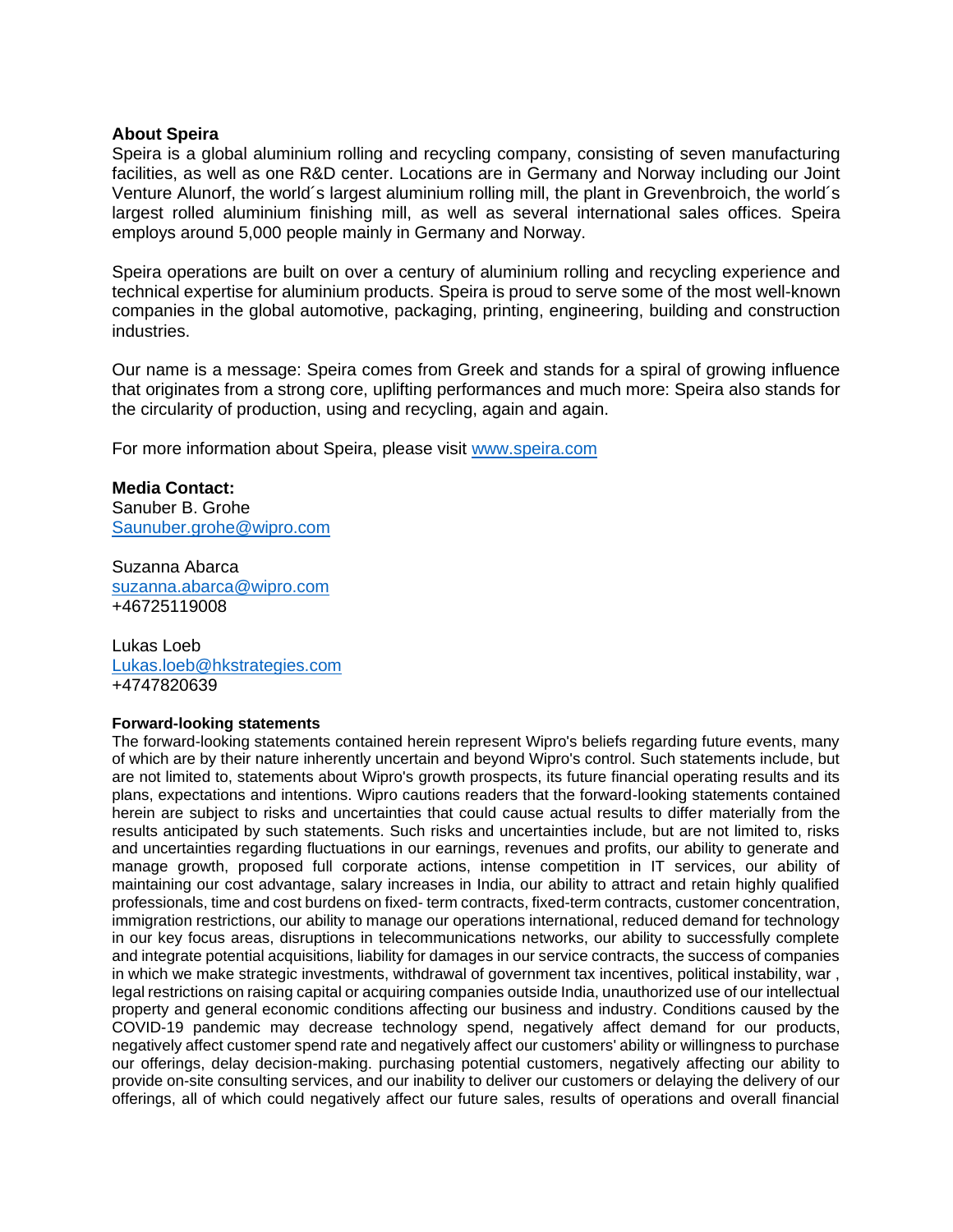**About Speira**
Speira is a global aluminium rolling and recycling company, consisting of seven manufacturing facilities, as well as one R&D center. Locations are in Germany and Norway including our Joint Venture Alunorf, the world´s largest aluminium rolling mill, the plant in Grevenbroich, the world´s largest rolled aluminium finishing mill, as well as several international sales offices. Speira employs around 5,000 people mainly in Germany and Norway.

Speira operations are built on over a century of aluminium rolling and recycling experience and technical expertise for aluminium products. Speira is proud to serve some of the most well-known companies in the global automotive, packaging, printing, engineering, building and construction industries.

Our name is a message: Speira comes from Greek and stands for a spiral of growing influence that originates from a strong core, uplifting performances and much more: Speira also stands for the circularity of production, using and recycling, again and again.

For more information about Speira, please visit [www.speira.com](www.speira.com)

**Media Contact:**
Sanuber B. Grohe
Saunuber.grohe@wipro.com

Suzanna Abarca
suzanna.abarca@wipro.com
+46725119008

Lukas Loeb
Lukas.loeb@hkstrategies.com
+4747820639

**Forward-looking statements**
The forward-looking statements contained herein represent Wipro's beliefs regarding future events, many of which are by their nature inherently uncertain and beyond Wipro's control. Such statements include, but are not limited to, statements about Wipro's growth prospects, its future financial operating results and its plans, expectations and intentions. Wipro cautions readers that the forward-looking statements contained herein are subject to risks and uncertainties that could cause actual results to differ materially from the results anticipated by such statements. Such risks and uncertainties include, but are not limited to, risks and uncertainties regarding fluctuations in our earnings, revenues and profits, our ability to generate and manage growth, proposed full corporate actions, intense competition in IT services, our ability of maintaining our cost advantage, salary increases in India, our ability to attract and retain highly qualified professionals, time and cost burdens on fixed- term contracts, fixed-term contracts, customer concentration, immigration restrictions, our ability to manage our operations international, reduced demand for technology in our key focus areas, disruptions in telecommunications networks, our ability to successfully complete and integrate potential acquisitions, liability for damages in our service contracts, the success of companies in which we make strategic investments, withdrawal of government tax incentives, political instability, war , legal restrictions on raising capital or acquiring companies outside India, unauthorized use of our intellectual property and general economic conditions affecting our business and industry. Conditions caused by the COVID-19 pandemic may decrease technology spend, negatively affect demand for our products, negatively affect customer spend rate and negatively affect our customers' ability or willingness to purchase our offerings, delay decision-making. purchasing potential customers, negatively affecting our ability to provide on-site consulting services, and our inability to deliver our customers or delaying the delivery of our offerings, all of which could negatively affect our future sales, results of operations and overall financial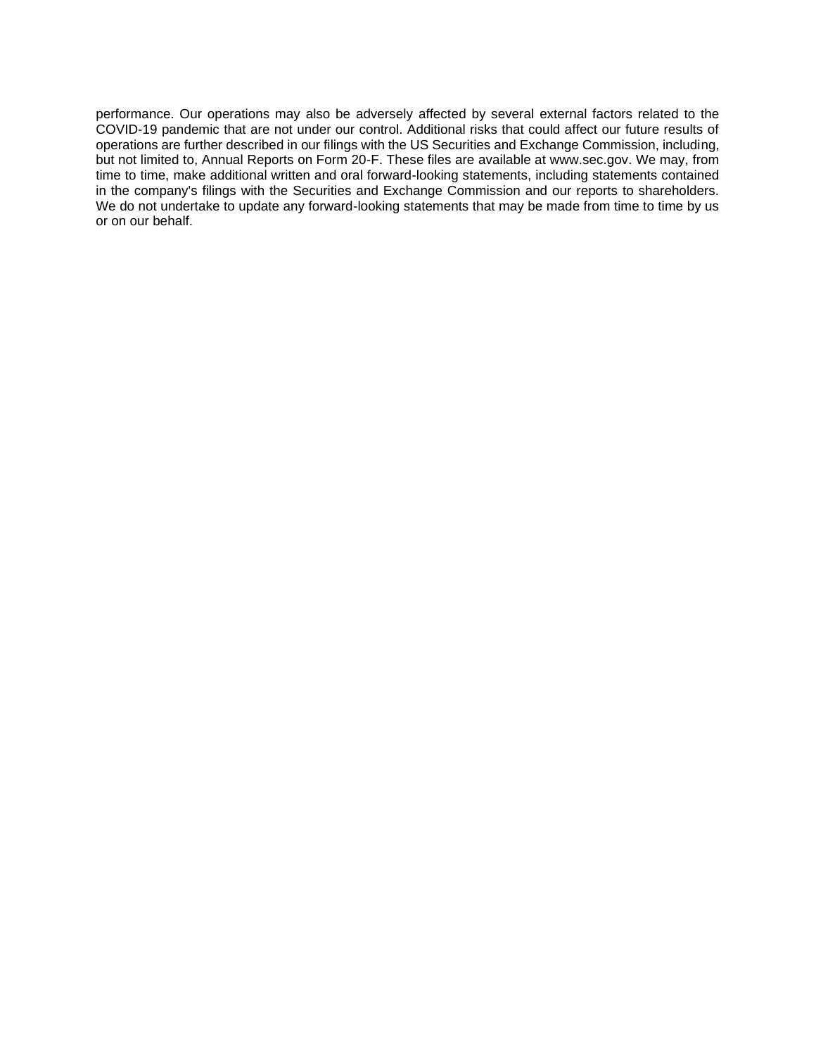performance. Our operations may also be adversely affected by several external factors related to the COVID-19 pandemic that are not under our control. Additional risks that could affect our future results of operations are further described in our filings with the US Securities and Exchange Commission, including, but not limited to, Annual Reports on Form 20-F. These files are available at www.sec.gov. We may, from time to time, make additional written and oral forward-looking statements, including statements contained in the company's filings with the Securities and Exchange Commission and our reports to shareholders. We do not undertake to update any forward-looking statements that may be made from time to time by us or on our behalf.